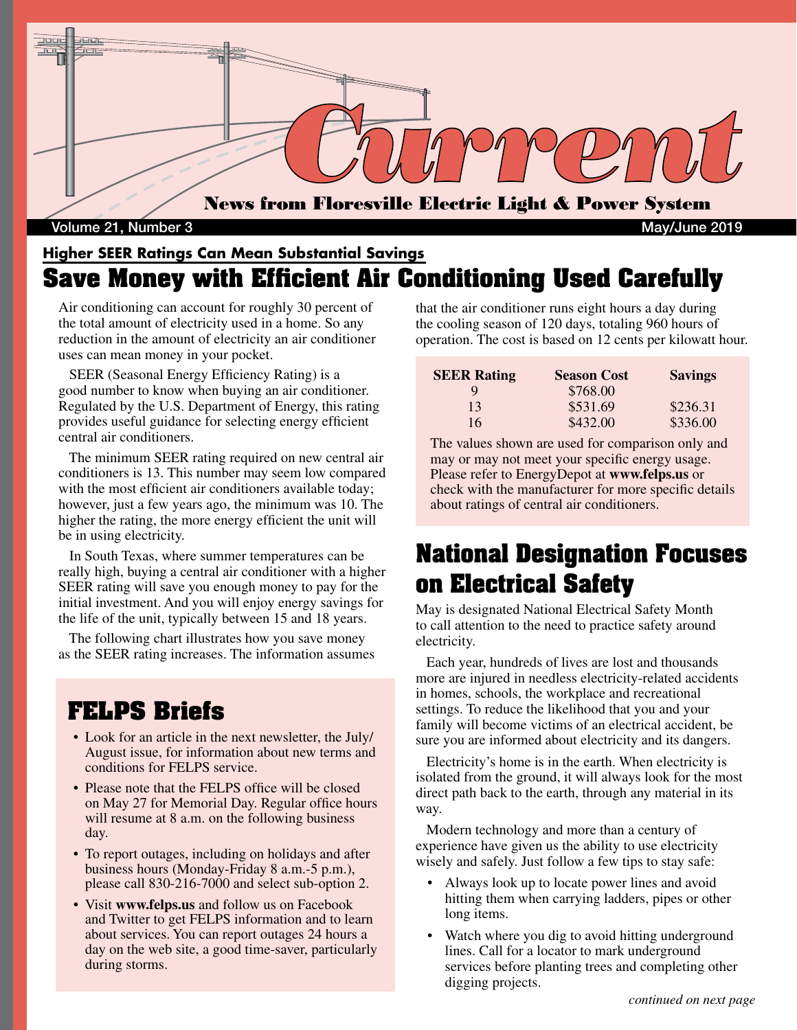# Current

**News from Floresville Electric Light & Power System**

Volume 21, Number 3 — May/June 2019

### Higher SEER Ratings Can Mean Substantial Savings

## Save Money with Efficient Air Conditioning Used Carefully

Air conditioning can account for roughly 30 percent of the total amount of electricity used in a home. So any reduction in the amount of electricity an air conditioner uses can mean money in your pocket.

SEER (Seasonal Energy Efficiency Rating) is a good number to know when buying an air conditioner. Regulated by the U.S. Department of Energy, this rating provides useful guidance for selecting energy efficient central air conditioners.

The minimum SEER rating required on new central air conditioners is 13. This number may seem low compared with the most efficient air conditioners available today; however, just a few years ago, the minimum was 10. The higher the rating, the more energy efficient the unit will be in using electricity.

In South Texas, where summer temperatures can be really high, buying a central air conditioner with a higher SEER rating will save you enough money to pay for the initial investment. And you will enjoy energy savings for the life of the unit, typically between 15 and 18 years.

The following chart illustrates how you save money as the SEER rating increases. The information assumes that the air conditioner runs eight hours a day during the cooling season of 120 days, totaling 960 hours of operation. The cost is based on 12 cents per kilowatt hour.

| SEER Rating | Season Cost | Savings |
|---|---|---|
| 9 | $768.00 | |
| 13 | $531.69 | $236.31 |
| 16 | $432.00 | $336.00 |

The values shown are used for comparison only and may or may not meet your specific energy usage. Please refer to EnergyDepot at **www.felps.us** or check with the manufacturer for more specific details about ratings of central air conditioners.

## FELPS Briefs

- Look for an article in the next newsletter, the July/August issue, for information about new terms and conditions for FELPS service.
- Please note that the FELPS office will be closed on May 27 for Memorial Day. Regular office hours will resume at 8 a.m. on the following business day.
- To report outages, including on holidays and after business hours (Monday-Friday 8 a.m.-5 p.m.), please call 830-216-7000 and select sub-option 2.
- Visit **www.felps.us** and follow us on Facebook and Twitter to get FELPS information and to learn about services. You can report outages 24 hours a day on the web site, a good time-saver, particularly during storms.

## National Designation Focuses on Electrical Safety

May is designated National Electrical Safety Month to call attention to the need to practice safety around electricity.

Each year, hundreds of lives are lost and thousands more are injured in needless electricity-related accidents in homes, schools, the workplace and recreational settings. To reduce the likelihood that you and your family will become victims of an electrical accident, be sure you are informed about electricity and its dangers.

Electricity's home is in the earth. When electricity is isolated from the ground, it will always look for the most direct path back to the earth, through any material in its way.

Modern technology and more than a century of experience have given us the ability to use electricity wisely and safely. Just follow a few tips to stay safe:

- Always look up to locate power lines and avoid hitting them when carrying ladders, pipes or other long items.
- Watch where you dig to avoid hitting underground lines. Call for a locator to mark underground services before planting trees and completing other digging projects.

*continued on next page*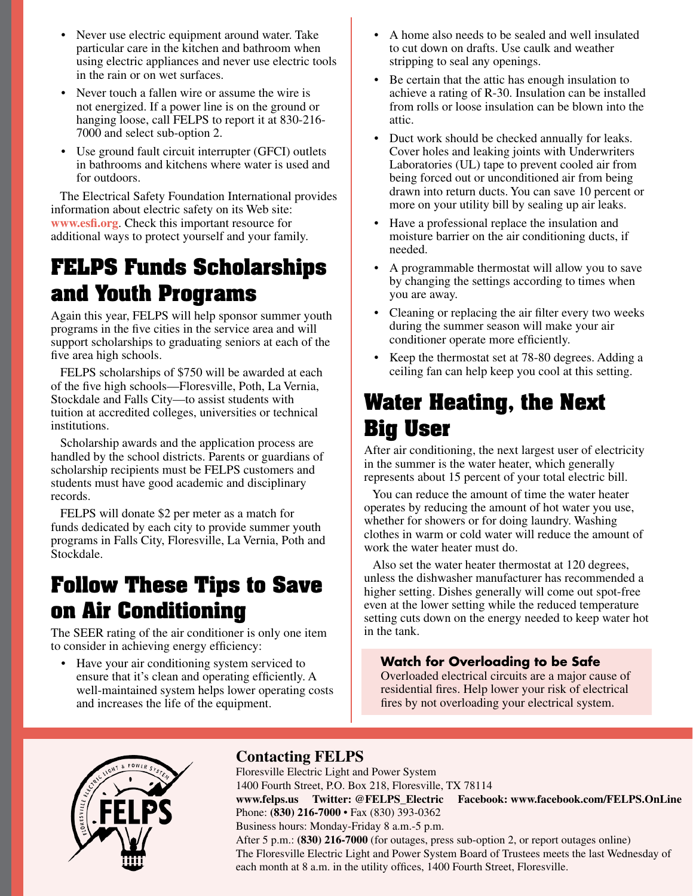- Never use electric equipment around water. Take particular care in the kitchen and bathroom when using electric appliances and never use electric tools in the rain or on wet surfaces.
- Never touch a fallen wire or assume the wire is not energized. If a power line is on the ground or hanging loose, call FELPS to report it at 830-216-7000 and select sub-option 2.
- Use ground fault circuit interrupter (GFCI) outlets in bathrooms and kitchens where water is used and for outdoors.

The Electrical Safety Foundation International provides information about electric safety on its Web site: **www.esfi.org**. Check this important resource for additional ways to protect yourself and your family.

## FELPS Funds Scholarships and Youth Programs

Again this year, FELPS will help sponsor summer youth programs in the five cities in the service area and will support scholarships to graduating seniors at each of the five area high schools.

FELPS scholarships of $750 will be awarded at each of the five high schools—Floresville, Poth, La Vernia, Stockdale and Falls City—to assist students with tuition at accredited colleges, universities or technical institutions.

Scholarship awards and the application process are handled by the school districts. Parents or guardians of scholarship recipients must be FELPS customers and students must have good academic and disciplinary records.

FELPS will donate $2 per meter as a match for funds dedicated by each city to provide summer youth programs in Falls City, Floresville, La Vernia, Poth and Stockdale.

## Follow These Tips to Save on Air Conditioning

The SEER rating of the air conditioner is only one item to consider in achieving energy efficiency:

- Have your air conditioning system serviced to ensure that it's clean and operating efficiently. A well-maintained system helps lower operating costs and increases the life of the equipment.
- A home also needs to be sealed and well insulated to cut down on drafts. Use caulk and weather stripping to seal any openings.
- Be certain that the attic has enough insulation to achieve a rating of R-30. Insulation can be installed from rolls or loose insulation can be blown into the attic.
- Duct work should be checked annually for leaks. Cover holes and leaking joints with Underwriters Laboratories (UL) tape to prevent cooled air from being forced out or unconditioned air from being drawn into return ducts. You can save 10 percent or more on your utility bill by sealing up air leaks.
- Have a professional replace the insulation and moisture barrier on the air conditioning ducts, if needed.
- A programmable thermostat will allow you to save by changing the settings according to times when you are away.
- Cleaning or replacing the air filter every two weeks during the summer season will make your air conditioner operate more efficiently.
- Keep the thermostat set at 78-80 degrees. Adding a ceiling fan can help keep you cool at this setting.

## Water Heating, the Next Big User

After air conditioning, the next largest user of electricity in the summer is the water heater, which generally represents about 15 percent of your total electric bill.

You can reduce the amount of time the water heater operates by reducing the amount of hot water you use, whether for showers or for doing laundry. Washing clothes in warm or cold water will reduce the amount of work the water heater must do.

Also set the water heater thermostat at 120 degrees, unless the dishwasher manufacturer has recommended a higher setting. Dishes generally will come out spot-free even at the lower setting while the reduced temperature setting cuts down on the energy needed to keep water hot in the tank.

### Watch for Overloading to be Safe

Overloaded electrical circuits are a major cause of residential fires. Help lower your risk of electrical fires by not overloading your electrical system.

## Contacting FELPS

Floresville Electric Light and Power System
1400 Fourth Street, P.O. Box 218, Floresville, TX 78114
**www.felps.us** **Twitter: @FELPS_Electric** **Facebook: www.facebook.com/FELPS.OnLine**
Phone: **(830) 216-7000** • Fax (830) 393-0362
Business hours: Monday-Friday 8 a.m.-5 p.m.
After 5 p.m.: **(830) 216-7000** (for outages, press sub-option 2, or report outages online)
The Floresville Electric Light and Power System Board of Trustees meets the last Wednesday of each month at 8 a.m. in the utility offices, 1400 Fourth Street, Floresville.